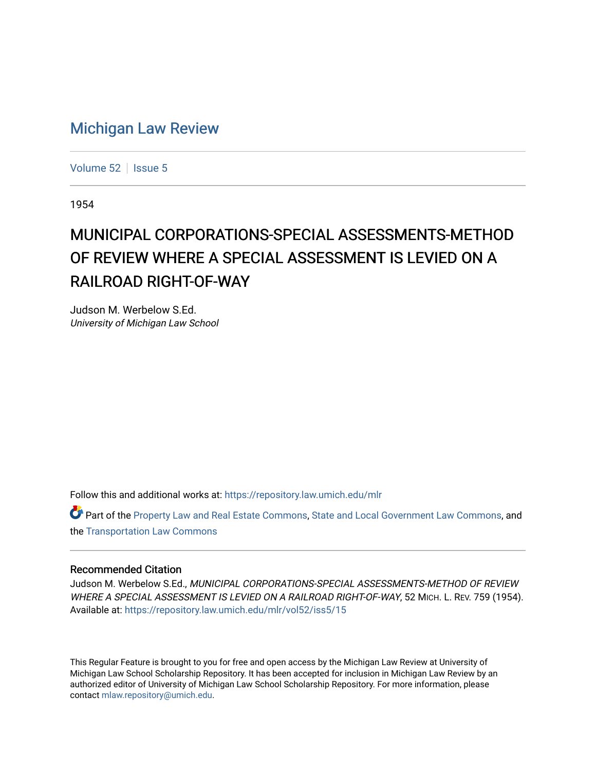# Michigan Law Review

Volume 52 | Issue 5

1954

# MUNICIPAL CORPORATIONS-SPECIAL ASSESSMENTS-METHOD OF REVIEW WHERE A SPECIAL ASSESSMENT IS LEVIED ON A RAILROAD RIGHT-OF-WAY

Judson M. Werbelow S.Ed.
*University of Michigan Law School*

Follow this and additional works at: https://repository.law.umich.edu/mlr

Part of the Property Law and Real Estate Commons, State and Local Government Law Commons, and the Transportation Law Commons

## Recommended Citation

Judson M. Werbelow S.Ed., *MUNICIPAL CORPORATIONS-SPECIAL ASSESSMENTS-METHOD OF REVIEW WHERE A SPECIAL ASSESSMENT IS LEVIED ON A RAILROAD RIGHT-OF-WAY*, 52 MICH. L. REV. 759 (1954).
Available at: https://repository.law.umich.edu/mlr/vol52/iss5/15

This Regular Feature is brought to you for free and open access by the Michigan Law Review at University of Michigan Law School Scholarship Repository. It has been accepted for inclusion in Michigan Law Review by an authorized editor of University of Michigan Law School Scholarship Repository. For more information, please contact mlaw.repository@umich.edu.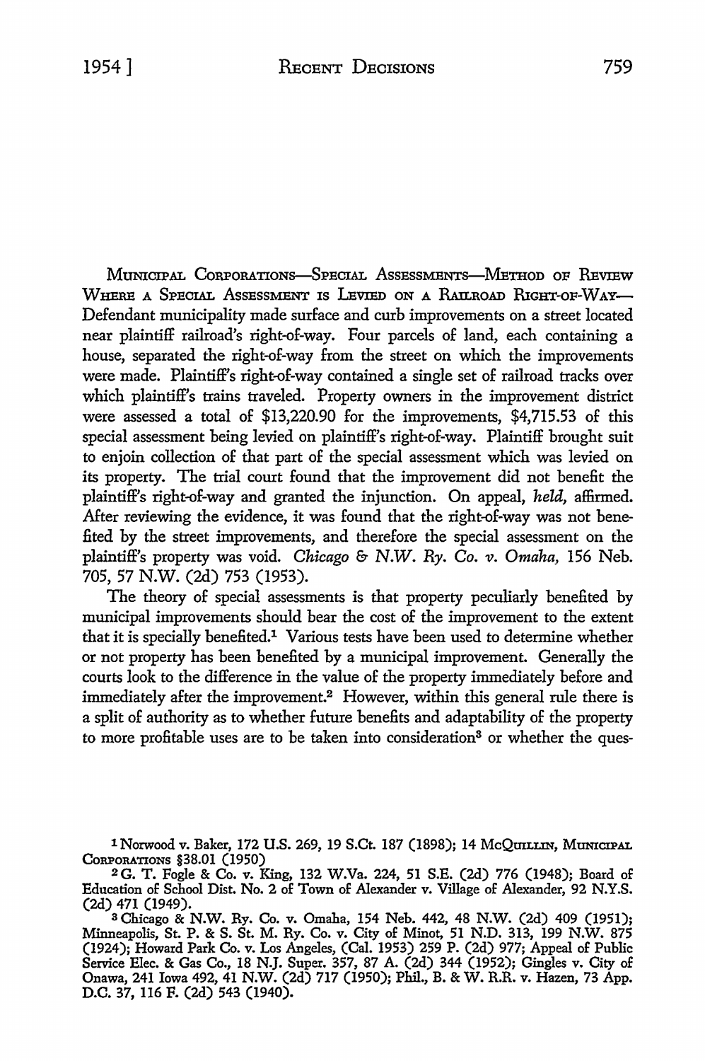MUNICIPAL CORPORATIONS—SPECIAL ASSESSMENTS—METHOD OF REVIEW WHERE A SPECIAL ASSESSMENT IS LEVIED ON A RAILROAD RIGHT-OF-WAY— Defendant municipality made surface and curb improvements on a street located near plaintiff railroad's right-of-way. Four parcels of land, each containing a house, separated the right-of-way from the street on which the improvements were made. Plaintiff's right-of-way contained a single set of railroad tracks over which plaintiff's trains traveled. Property owners in the improvement district were assessed a total of $13,220.90 for the improvements, $4,715.53 of this special assessment being levied on plaintiff's right-of-way. Plaintiff brought suit to enjoin collection of that part of the special assessment which was levied on its property. The trial court found that the improvement did not benefit the plaintiff's right-of-way and granted the injunction. On appeal, *held,* affirmed. After reviewing the evidence, it was found that the right-of-way was not benefited by the street improvements, and therefore the special assessment on the plaintiff's property was void. *Chicago & N.W. Ry. Co. v. Omaha,* 156 Neb. 705, 57 N.W. (2d) 753 (1953).

The theory of special assessments is that property peculiarly benefited by municipal improvements should bear the cost of the improvement to the extent that it is specially benefited.[1] Various tests have been used to determine whether or not property has been benefited by a municipal improvement. Generally the courts look to the difference in the value of the property immediately before and immediately after the improvement.[2] However, within this general rule there is a split of authority as to whether future benefits and adaptability of the property to more profitable uses are to be taken into consideration[3] or whether the ques-

---

[1] Norwood v. Baker, 172 U.S. 269, 19 S.Ct. 187 (1898); 14 McQUILLIN, MUNICIPAL CORPORATIONS §38.01 (1950)

[2] G. T. Fogle & Co. v. King, 132 W.Va. 224, 51 S.E. (2d) 776 (1948); Board of Education of School Dist. No. 2 of Town of Alexander v. Village of Alexander, 92 N.Y.S. (2d) 471 (1949).

[3] Chicago & N.W. Ry. Co. v. Omaha, 154 Neb. 442, 48 N.W. (2d) 409 (1951); Minneapolis, St. P. & S. St. M. Ry. Co. v. City of Minot, 51 N.D. 313, 199 N.W. 875 (1924); Howard Park Co. v. Los Angeles, (Cal. 1953) 259 P. (2d) 977; Appeal of Public Service Elec. & Gas Co., 18 N.J. Super. 357, 87 A. (2d) 344 (1952); Gingles v. City of Onawa, 241 Iowa 492, 41 N.W. (2d) 717 (1950); Phil., B. & W. R.R. v. Hazen, 73 App. D.C. 37, 116 F. (2d) 543 (1940).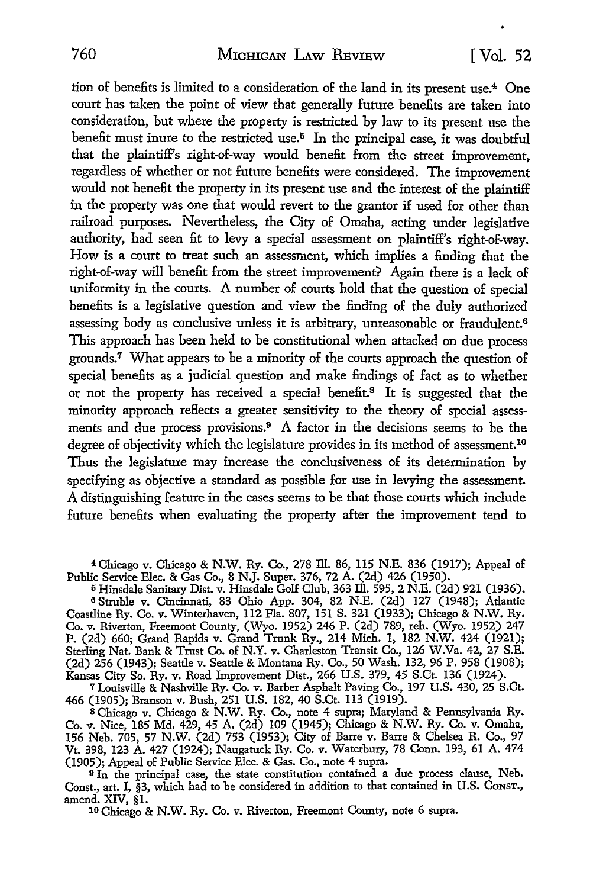tion of benefits is limited to a consideration of the land in its present use.[4] One court has taken the point of view that generally future benefits are taken into consideration, but where the property is restricted by law to its present use the benefit must inure to the restricted use.[5] In the principal case, it was doubtful that the plaintiff's right-of-way would benefit from the street improvement, regardless of whether or not future benefits were considered. The improvement would not benefit the property in its present use and the interest of the plaintiff in the property was one that would revert to the grantor if used for other than railroad purposes. Nevertheless, the City of Omaha, acting under legislative authority, had seen fit to levy a special assessment on plaintiff's right-of-way. How is a court to treat such an assessment, which implies a finding that the right-of-way will benefit from the street improvement? Again there is a lack of uniformity in the courts. A number of courts hold that the question of special benefits is a legislative question and view the finding of the duly authorized assessing body as conclusive unless it is arbitrary, unreasonable or fraudulent.[6] This approach has been held to be constitutional when attacked on due process grounds.[7] What appears to be a minority of the courts approach the question of special benefits as a judicial question and make findings of fact as to whether or not the property has received a special benefit.[8] It is suggested that the minority approach reflects a greater sensitivity to the theory of special assessments and due process provisions.[9] A factor in the decisions seems to be the degree of objectivity which the legislature provides in its method of assessment.[10] Thus the legislature may increase the conclusiveness of its determination by specifying as objective a standard as possible for use in levying the assessment. A distinguishing feature in the cases seems to be that those courts which include future benefits when evaluating the property after the improvement tend to

[4] Chicago v. Chicago & N.W. Ry. Co., 278 Ill. 86, 115 N.E. 836 (1917); Appeal of Public Service Elec. & Gas Co., 8 N.J. Super. 376, 72 A. (2d) 426 (1950).

[5] Hinsdale Sanitary Dist. v. Hinsdale Golf Club, 363 Ill. 595, 2 N.E. (2d) 921 (1936).

[6] Struble v. Cincinnati, 83 Ohio App. 304, 82 N.E. (2d) 127 (1948); Atlantic Coastline Ry. Co. v. Winterhaven, 112 Fla. 807, 151 S. 321 (1933); Chicago & N.W. Ry. Co. v. Riverton, Freemont County, (Wyo. 1952) 246 P. (2d) 789, reh. (Wyo. 1952) 247 P. (2d) 660; Grand Rapids v. Grand Trunk Ry., 214 Mich. 1, 182 N.W. 424 (1921); Sterling Nat. Bank & Trust Co. of N.Y. v. Charleston Transit Co., 126 W.Va. 42, 27 S.E. (2d) 256 (1943); Seattle v. Seattle & Montana Ry. Co., 50 Wash. 132, 96 P. 958 (1908); Kansas City So. Ry. v. Road Improvement Dist., 266 U.S. 379, 45 S.Ct. 136 (1924).

[7] Louisville & Nashville Ry. Co. v. Barber Asphalt Paving Co., 197 U.S. 430, 25 S.Ct. 466 (1905); Branson v. Bush, 251 U.S. 182, 40 S.Ct. 113 (1919).

[8] Chicago v. Chicago & N.W. Ry. Co., note 4 supra; Maryland & Pennsylvania Ry. Co. v. Nice, 185 Md. 429, 45 A. (2d) 109 (1945); Chicago & N.W. Ry. Co. v. Omaha, 156 Neb. 705, 57 N.W. (2d) 753 (1953); City of Barre v. Barre & Chelsea R. Co., 97 Vt. 398, 123 A. 427 (1924); Naugatuck Ry. Co. v. Waterbury, 78 Conn. 193, 61 A. 474 (1905); Appeal of Public Service Elec. & Gas. Co., note 4 supra.

[9] In the principal case, the state constitution contained a due process clause, Neb. Const., art. I, §3, which had to be considered in addition to that contained in U.S. CONST., amend. XIV, §1.

[10] Chicago & N.W. Ry. Co. v. Riverton, Freemont County, note 6 supra.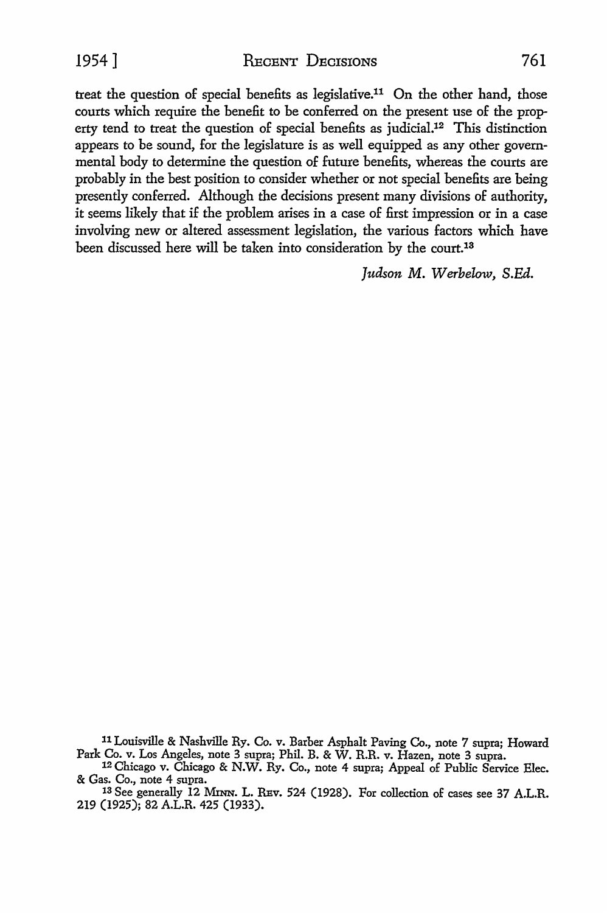treat the question of special benefits as legislative.[11] On the other hand, those courts which require the benefit to be conferred on the present use of the property tend to treat the question of special benefits as judicial.[12] This distinction appears to be sound, for the legislature is as well equipped as any other governmental body to determine the question of future benefits, whereas the courts are probably in the best position to consider whether or not special benefits are being presently conferred. Although the decisions present many divisions of authority, it seems likely that if the problem arises in a case of first impression or in a case involving new or altered assessment legislation, the various factors which have been discussed here will be taken into consideration by the court.[13]

*Judson M. Werbelow, S.Ed.*

---

[11] Louisville & Nashville Ry. Co. v. Barber Asphalt Paving Co., note 7 supra; Howard Park Co. v. Los Angeles, note 3 supra; Phil. B. & W. R.R. v. Hazen, note 3 supra.

[12] Chicago v. Chicago & N.W. Ry. Co., note 4 supra; Appeal of Public Service Elec. & Gas. Co., note 4 supra.

[13] See generally 12 MINN. L. REV. 524 (1928). For collection of cases see 37 A.L.R. 219 (1925); 82 A.L.R. 425 (1933).